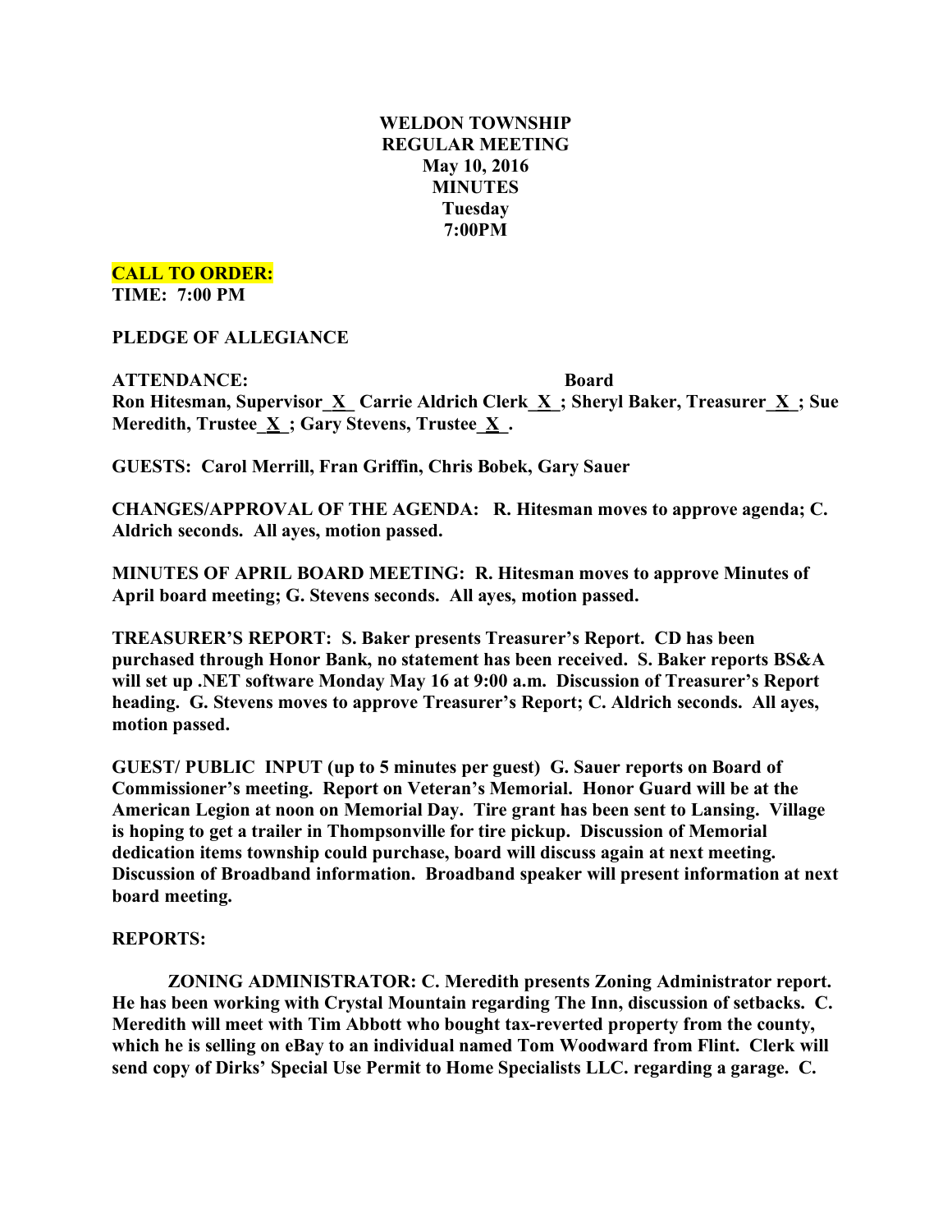**WELDON TOWNSHIP**
**REGULAR MEETING**
**May 10, 2016**
**MINUTES**
**Tuesday**
**7:00PM**

**CALL TO ORDER:**
**TIME: 7:00 PM**

**PLEDGE OF ALLEGIANCE**

**ATTENDANCE: Board**
**Ron Hitesman, Supervisor_X_ Carrie Aldrich Clerk_X_; Sheryl Baker, Treasurer_X_; Sue Meredith, Trustee_X_; Gary Stevens, Trustee_X_.**

**GUESTS: Carol Merrill, Fran Griffin, Chris Bobek, Gary Sauer**

**CHANGES/APPROVAL OF THE AGENDA: R. Hitesman moves to approve agenda; C. Aldrich seconds. All ayes, motion passed.**

**MINUTES OF APRIL BOARD MEETING: R. Hitesman moves to approve Minutes of April board meeting; G. Stevens seconds. All ayes, motion passed.**

**TREASURER'S REPORT: S. Baker presents Treasurer's Report. CD has been purchased through Honor Bank, no statement has been received. S. Baker reports BS&A will set up .NET software Monday May 16 at 9:00 a.m. Discussion of Treasurer's Report heading. G. Stevens moves to approve Treasurer's Report; C. Aldrich seconds. All ayes, motion passed.**

**GUEST/ PUBLIC INPUT (up to 5 minutes per guest) G. Sauer reports on Board of Commissioner's meeting. Report on Veteran's Memorial. Honor Guard will be at the American Legion at noon on Memorial Day. Tire grant has been sent to Lansing. Village is hoping to get a trailer in Thompsonville for tire pickup. Discussion of Memorial dedication items township could purchase, board will discuss again at next meeting. Discussion of Broadband information. Broadband speaker will present information at next board meeting.**

**REPORTS:**

**ZONING ADMINISTRATOR: C. Meredith presents Zoning Administrator report. He has been working with Crystal Mountain regarding The Inn, discussion of setbacks. C. Meredith will meet with Tim Abbott who bought tax-reverted property from the county, which he is selling on eBay to an individual named Tom Woodward from Flint. Clerk will send copy of Dirks' Special Use Permit to Home Specialists LLC. regarding a garage. C.**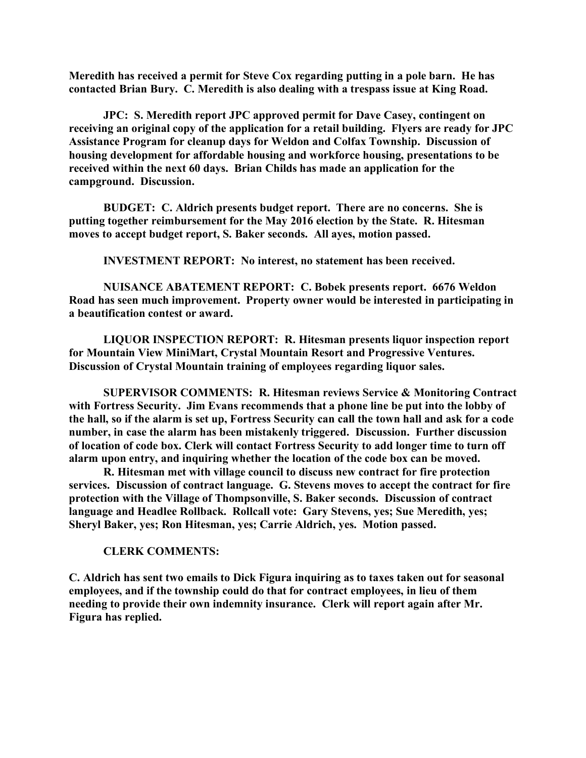**Meredith has received a permit for Steve Cox regarding putting in a pole barn. He has contacted Brian Bury. C. Meredith is also dealing with a trespass issue at King Road.**

**JPC: S. Meredith report JPC approved permit for Dave Casey, contingent on receiving an original copy of the application for a retail building. Flyers are ready for JPC Assistance Program for cleanup days for Weldon and Colfax Township. Discussion of housing development for affordable housing and workforce housing, presentations to be received within the next 60 days. Brian Childs has made an application for the campground. Discussion.**

**BUDGET: C. Aldrich presents budget report. There are no concerns. She is putting together reimbursement for the May 2016 election by the State. R. Hitesman moves to accept budget report, S. Baker seconds. All ayes, motion passed.**

**INVESTMENT REPORT: No interest, no statement has been received.**

**NUISANCE ABATEMENT REPORT: C. Bobek presents report. 6676 Weldon Road has seen much improvement. Property owner would be interested in participating in a beautification contest or award.**

**LIQUOR INSPECTION REPORT: R. Hitesman presents liquor inspection report for Mountain View MiniMart, Crystal Mountain Resort and Progressive Ventures. Discussion of Crystal Mountain training of employees regarding liquor sales.**

**SUPERVISOR COMMENTS: R. Hitesman reviews Service & Monitoring Contract with Fortress Security. Jim Evans recommends that a phone line be put into the lobby of the hall, so if the alarm is set up, Fortress Security can call the town hall and ask for a code number, in case the alarm has been mistakenly triggered. Discussion. Further discussion of location of code box. Clerk will contact Fortress Security to add longer time to turn off alarm upon entry, and inquiring whether the location of the code box can be moved.**

**R. Hitesman met with village council to discuss new contract for fire protection services. Discussion of contract language. G. Stevens moves to accept the contract for fire protection with the Village of Thompsonville, S. Baker seconds. Discussion of contract language and Headlee Rollback. Rollcall vote: Gary Stevens, yes; Sue Meredith, yes; Sheryl Baker, yes; Ron Hitesman, yes; Carrie Aldrich, yes. Motion passed.**

**CLERK COMMENTS:**

**C. Aldrich has sent two emails to Dick Figura inquiring as to taxes taken out for seasonal employees, and if the township could do that for contract employees, in lieu of them needing to provide their own indemnity insurance. Clerk will report again after Mr. Figura has replied.**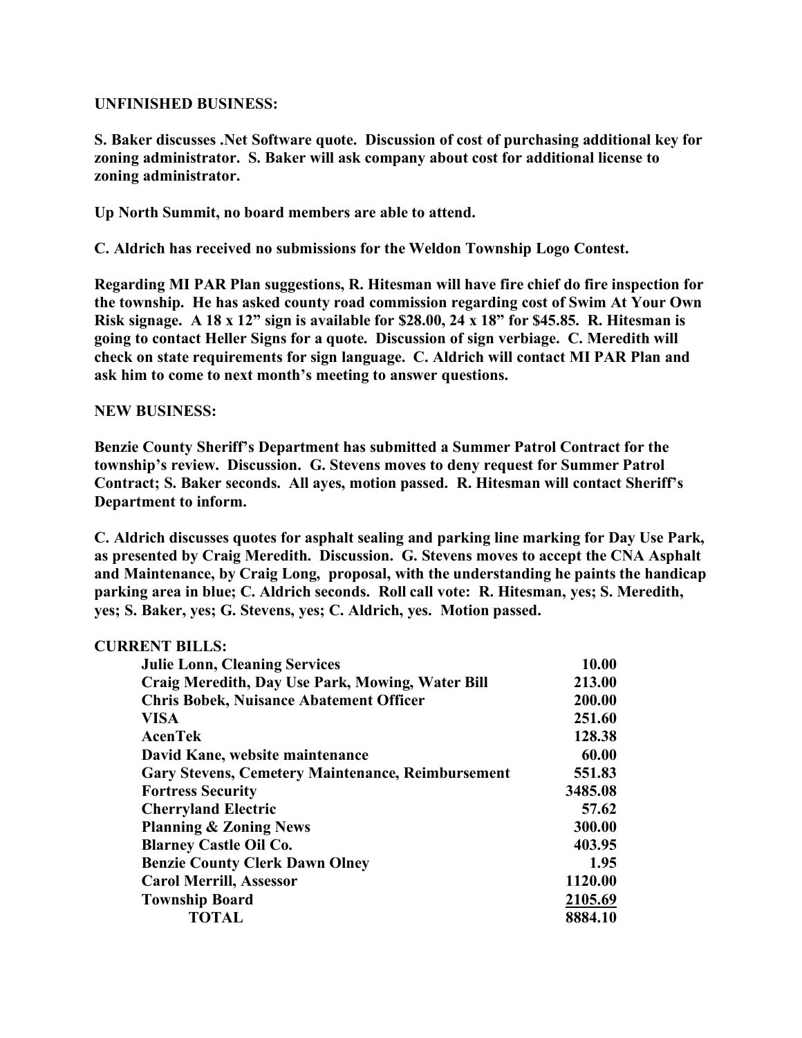**UNFINISHED BUSINESS:**

**S. Baker discusses .Net Software quote. Discussion of cost of purchasing additional key for zoning administrator. S. Baker will ask company about cost for additional license to zoning administrator.**

**Up North Summit, no board members are able to attend.**

**C. Aldrich has received no submissions for the Weldon Township Logo Contest.**

**Regarding MI PAR Plan suggestions, R. Hitesman will have fire chief do fire inspection for the township. He has asked county road commission regarding cost of Swim At Your Own Risk signage. A 18 x 12" sign is available for $28.00, 24 x 18" for $45.85. R. Hitesman is going to contact Heller Signs for a quote. Discussion of sign verbiage. C. Meredith will check on state requirements for sign language. C. Aldrich will contact MI PAR Plan and ask him to come to next month's meeting to answer questions.**

**NEW BUSINESS:**

**Benzie County Sheriff's Department has submitted a Summer Patrol Contract for the township's review. Discussion. G. Stevens moves to deny request for Summer Patrol Contract; S. Baker seconds. All ayes, motion passed. R. Hitesman will contact Sheriff's Department to inform.**

**C. Aldrich discusses quotes for asphalt sealing and parking line marking for Day Use Park, as presented by Craig Meredith. Discussion. G. Stevens moves to accept the CNA Asphalt and Maintenance, by Craig Long, proposal, with the understanding he paints the handicap parking area in blue; C. Aldrich seconds. Roll call vote: R. Hitesman, yes; S. Meredith, yes; S. Baker, yes; G. Stevens, yes; C. Aldrich, yes. Motion passed.**

**CURRENT BILLS:**

| | |
|---|---:|
| **Julie Lonn, Cleaning Services** | **10.00** |
| **Craig Meredith, Day Use Park, Mowing, Water Bill** | **213.00** |
| **Chris Bobek, Nuisance Abatement Officer** | **200.00** |
| **VISA** | **251.60** |
| **AcenTek** | **128.38** |
| **David Kane, website maintenance** | **60.00** |
| **Gary Stevens, Cemetery Maintenance, Reimbursement** | **551.83** |
| **Fortress Security** | **3485.08** |
| **Cherryland Electric** | **57.62** |
| **Planning & Zoning News** | **300.00** |
| **Blarney Castle Oil Co.** | **403.95** |
| **Benzie County Clerk Dawn Olney** | **1.95** |
| **Carol Merrill, Assessor** | **1120.00** |
| **Township Board** | **2105.69** |
| **TOTAL** | **8884.10** |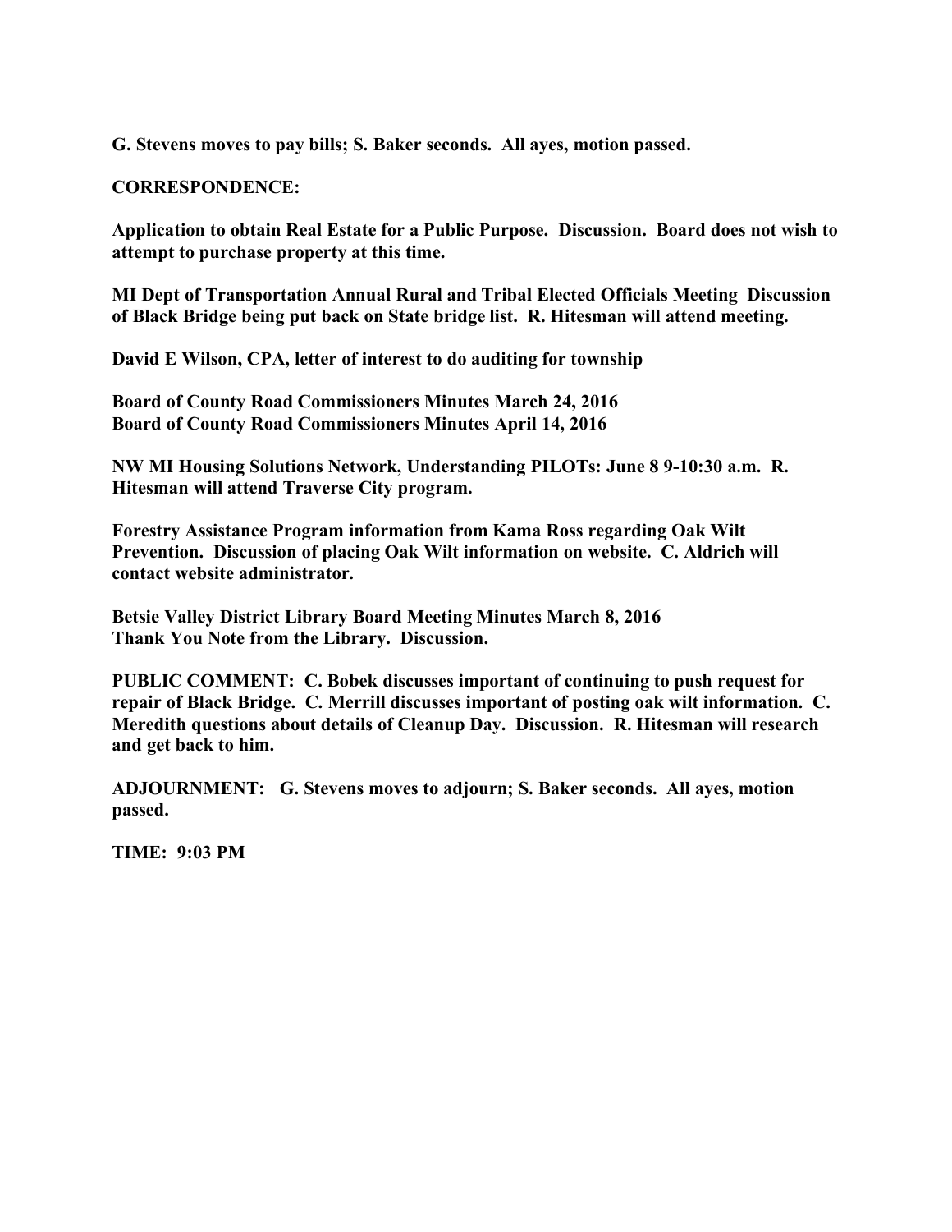**G. Stevens moves to pay bills; S. Baker seconds. All ayes, motion passed.**

**CORRESPONDENCE:**

**Application to obtain Real Estate for a Public Purpose. Discussion. Board does not wish to attempt to purchase property at this time.**

**MI Dept of Transportation Annual Rural and Tribal Elected Officials Meeting Discussion of Black Bridge being put back on State bridge list. R. Hitesman will attend meeting.**

**David E Wilson, CPA, letter of interest to do auditing for township**

**Board of County Road Commissioners Minutes March 24, 2016**
**Board of County Road Commissioners Minutes April 14, 2016**

**NW MI Housing Solutions Network, Understanding PILOTs: June 8 9-10:30 a.m. R. Hitesman will attend Traverse City program.**

**Forestry Assistance Program information from Kama Ross regarding Oak Wilt Prevention. Discussion of placing Oak Wilt information on website. C. Aldrich will contact website administrator.**

**Betsie Valley District Library Board Meeting Minutes March 8, 2016**
**Thank You Note from the Library. Discussion.**

**PUBLIC COMMENT: C. Bobek discusses important of continuing to push request for repair of Black Bridge. C. Merrill discusses important of posting oak wilt information. C. Meredith questions about details of Cleanup Day. Discussion. R. Hitesman will research and get back to him.**

**ADJOURNMENT: G. Stevens moves to adjourn; S. Baker seconds. All ayes, motion passed.**

**TIME: 9:03 PM**